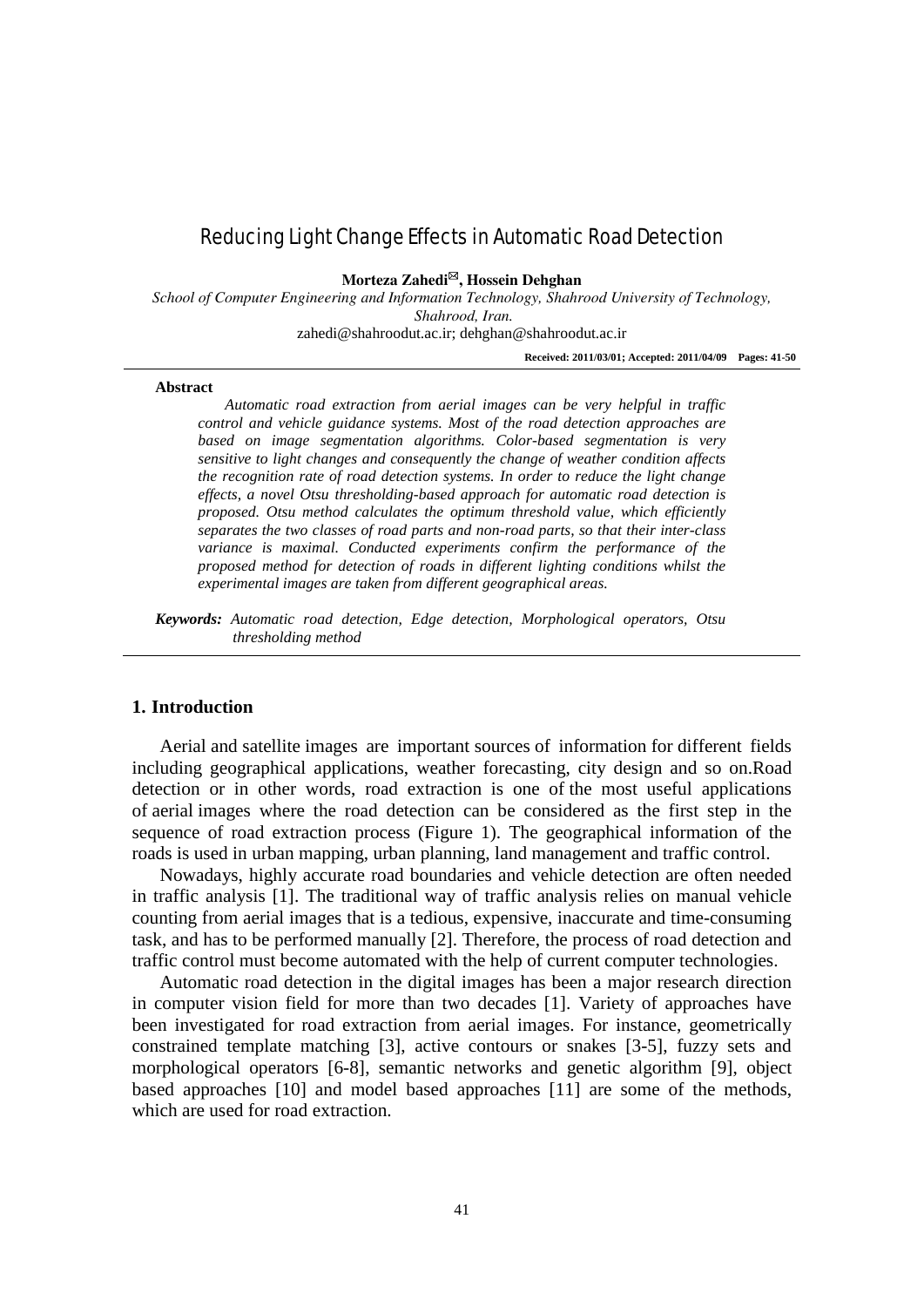# Reducing Light Change Effects in Automatic Road Detection

**Morteza Zahedi✉, Hossein Dehghan**

*School of Computer Engineering and Information Technology, Shahrood University of Technology, Shahrood, Iran.*

zahedi@shahroodut.ac.ir; dehghan@shahroodut.ac.ir

**Received: 2011/03/01; Accepted: 2011/04/09**

**Abstract**

*Automatic road extraction from aerial images can be very helpful in traffic control and vehicle guidance systems. Most of the road detection approaches are based on image segmentation algorithms. Color-based segmentation is very sensitive to light changes and consequently the change of weather condition affects the recognition rate of road detection systems. In order to reduce the light change effects, a novel Otsu thresholding-based approach for automatic road detection is proposed. Otsu method calculates the optimum threshold value, which efficiently separates the two classes of road parts and non-road parts, so that their inter-class variance is maximal. Conducted experiments confirm the performance of the proposed method for detection of roads in different lighting conditions whilst the experimental images are taken from different geographical areas.*

***Keywords:*** *Automatic road detection, Edge detection, Morphological operators, Otsu thresholding method*

## 1. Introduction

Aerial and satellite images are important sources of information for different fields including geographical applications, weather forecasting, city design and so on.Road detection or in other words, road extraction is one of the most useful applications of aerial images where the road detection can be considered as the first step in the sequence of road extraction process (Figure 1). The geographical information of the roads is used in urban mapping, urban planning, land management and traffic control.

Nowadays, highly accurate road boundaries and vehicle detection are often needed in traffic analysis [1]. The traditional way of traffic analysis relies on manual vehicle counting from aerial images that is a tedious, expensive, inaccurate and time-consuming task, and has to be performed manually [2]. Therefore, the process of road detection and traffic control must become automated with the help of current computer technologies.

Automatic road detection in the digital images has been a major research direction in computer vision field for more than two decades [1]. Variety of approaches have been investigated for road extraction from aerial images. For instance, geometrically constrained template matching [3], active contours or snakes [3-5], fuzzy sets and morphological operators [6-8], semantic networks and genetic algorithm [9], object based approaches [10] and model based approaches [11] are some of the methods, which are used for road extraction.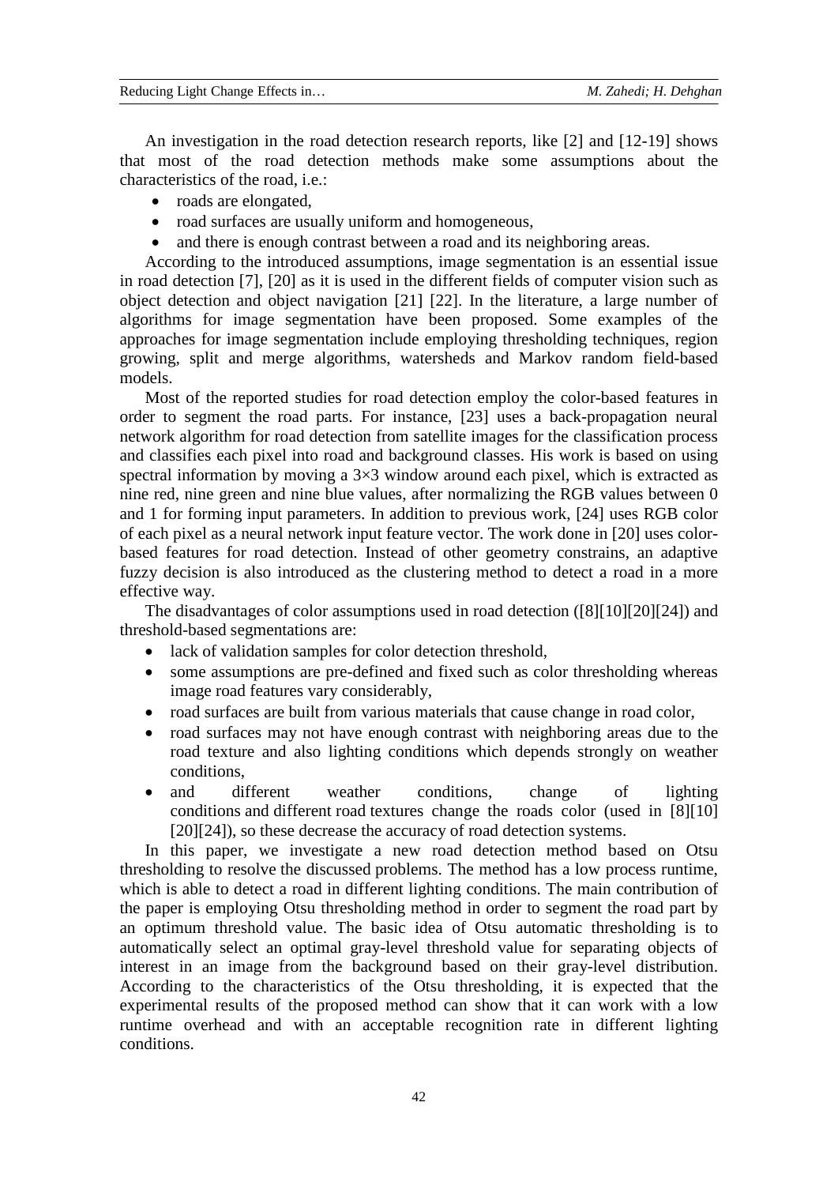An investigation in the road detection research reports, like [2] and [12-19] shows that most of the road detection methods make some assumptions about the characteristics of the road, i.e.:

- roads are elongated,
- road surfaces are usually uniform and homogeneous,
- and there is enough contrast between a road and its neighboring areas.

According to the introduced assumptions, image segmentation is an essential issue in road detection [7], [20] as it is used in the different fields of computer vision such as object detection and object navigation [21] [22]. In the literature, a large number of algorithms for image segmentation have been proposed. Some examples of the approaches for image segmentation include employing thresholding techniques, region growing, split and merge algorithms, watersheds and Markov random field-based models.

Most of the reported studies for road detection employ the color-based features in order to segment the road parts. For instance, [23] uses a back-propagation neural network algorithm for road detection from satellite images for the classification process and classifies each pixel into road and background classes. His work is based on using spectral information by moving a 3×3 window around each pixel, which is extracted as nine red, nine green and nine blue values, after normalizing the RGB values between 0 and 1 for forming input parameters. In addition to previous work, [24] uses RGB color of each pixel as a neural network input feature vector. The work done in [20] uses color-based features for road detection. Instead of other geometry constrains, an adaptive fuzzy decision is also introduced as the clustering method to detect a road in a more effective way.

The disadvantages of color assumptions used in road detection ([8][10][20][24]) and threshold-based segmentations are:

- lack of validation samples for color detection threshold,
- some assumptions are pre-defined and fixed such as color thresholding whereas image road features vary considerably,
- road surfaces are built from various materials that cause change in road color,
- road surfaces may not have enough contrast with neighboring areas due to the road texture and also lighting conditions which depends strongly on weather conditions,
- and different weather conditions, change of lighting conditions and different road textures change the roads color (used in [8][10] [20][24]), so these decrease the accuracy of road detection systems.

In this paper, we investigate a new road detection method based on Otsu thresholding to resolve the discussed problems. The method has a low process runtime, which is able to detect a road in different lighting conditions. The main contribution of the paper is employing Otsu thresholding method in order to segment the road part by an optimum threshold value. The basic idea of Otsu automatic thresholding is to automatically select an optimal gray-level threshold value for separating objects of interest in an image from the background based on their gray-level distribution. According to the characteristics of the Otsu thresholding, it is expected that the experimental results of the proposed method can show that it can work with a low runtime overhead and with an acceptable recognition rate in different lighting conditions.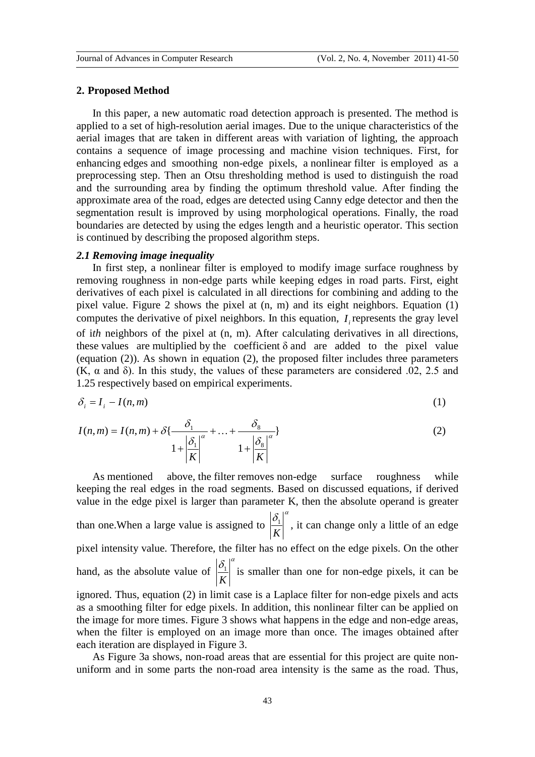## 2. Proposed Method

In this paper, a new automatic road detection approach is presented. The method is applied to a set of high-resolution aerial images. Due to the unique characteristics of the aerial images that are taken in different areas with variation of lighting, the approach contains a sequence of image processing and machine vision techniques. First, for enhancing edges and smoothing non-edge pixels, a nonlinear filter is employed as a preprocessing step. Then an Otsu thresholding method is used to distinguish the road and the surrounding area by finding the optimum threshold value. After finding the approximate area of the road, edges are detected using Canny edge detector and then the segmentation result is improved by using morphological operations. Finally, the road boundaries are detected by using the edges length and a heuristic operator. This section is continued by describing the proposed algorithm steps.

### *2.1 Removing image inequality*

In first step, a nonlinear filter is employed to modify image surface roughness by removing roughness in non-edge parts while keeping edges in road parts. First, eight derivatives of each pixel is calculated in all directions for combining and adding to the pixel value. Figure 2 shows the pixel at (n, m) and its eight neighbors. Equation (1) computes the derivative of pixel neighbors. In this equation, $I_i$ represents the gray level of i*th* neighbors of the pixel at (n, m). After calculating derivatives in all directions, these values are multiplied by the coefficient δ and are added to the pixel value (equation (2)). As shown in equation (2), the proposed filter includes three parameters (K, α and δ). In this study, the values of these parameters are considered .02, 2.5 and 1.25 respectively based on empirical experiments.

$$\delta_i = I_i - I(n,m) \tag{1}$$

$$I(n,m) = I(n,m) + \delta\left\{\frac{\delta_1}{1+\left|\frac{\delta_1}{K}\right|^{\alpha}} + \ldots + \frac{\delta_8}{1+\left|\frac{\delta_8}{K}\right|^{\alpha}}\right\} \tag{2}$$

As mentioned above, the filter removes non-edge surface roughness while keeping the real edges in the road segments. Based on discussed equations, if derived value in the edge pixel is larger than parameter K, then the absolute operand is greater than one.When a large value is assigned to $\left|\frac{\delta_1}{K}\right|^{\alpha}$, it can change only a little of an edge pixel intensity value. Therefore, the filter has no effect on the edge pixels. On the other hand, as the absolute value of $\left|\frac{\delta_1}{K}\right|^{\alpha}$ is smaller than one for non-edge pixels, it can be ignored. Thus, equation (2) in limit case is a Laplace filter for non-edge pixels and acts as a smoothing filter for edge pixels. In addition, this nonlinear filter can be applied on the image for more times. Figure 3 shows what happens in the edge and non-edge areas, when the filter is employed on an image more than once. The images obtained after each iteration are displayed in Figure 3.

As Figure 3a shows, non-road areas that are essential for this project are quite non-uniform and in some parts the non-road area intensity is the same as the road. Thus,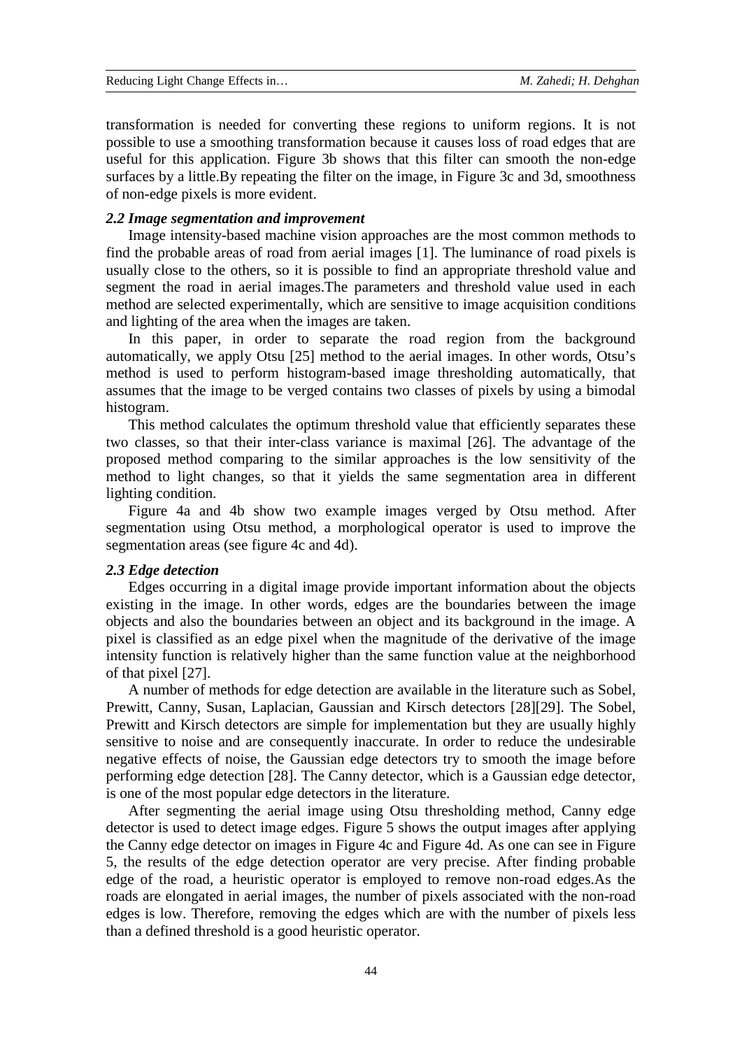transformation is needed for converting these regions to uniform regions. It is not possible to use a smoothing transformation because it causes loss of road edges that are useful for this application. Figure 3b shows that this filter can smooth the non-edge surfaces by a little.By repeating the filter on the image, in Figure 3c and 3d, smoothness of non-edge pixels is more evident.

### *2.2 Image segmentation and improvement*

Image intensity-based machine vision approaches are the most common methods to find the probable areas of road from aerial images [1]. The luminance of road pixels is usually close to the others, so it is possible to find an appropriate threshold value and segment the road in aerial images.The parameters and threshold value used in each method are selected experimentally, which are sensitive to image acquisition conditions and lighting of the area when the images are taken.

In this paper, in order to separate the road region from the background automatically, we apply Otsu [25] method to the aerial images. In other words, Otsu's method is used to perform histogram-based image thresholding automatically, that assumes that the image to be verged contains two classes of pixels by using a bimodal histogram.

This method calculates the optimum threshold value that efficiently separates these two classes, so that their inter-class variance is maximal [26]. The advantage of the proposed method comparing to the similar approaches is the low sensitivity of the method to light changes, so that it yields the same segmentation area in different lighting condition.

Figure 4a and 4b show two example images verged by Otsu method. After segmentation using Otsu method, a morphological operator is used to improve the segmentation areas (see figure 4c and 4d).

### *2.3 Edge detection*

Edges occurring in a digital image provide important information about the objects existing in the image. In other words, edges are the boundaries between the image objects and also the boundaries between an object and its background in the image. A pixel is classified as an edge pixel when the magnitude of the derivative of the image intensity function is relatively higher than the same function value at the neighborhood of that pixel [27].

A number of methods for edge detection are available in the literature such as Sobel, Prewitt, Canny, Susan, Laplacian, Gaussian and Kirsch detectors [28][29]. The Sobel, Prewitt and Kirsch detectors are simple for implementation but they are usually highly sensitive to noise and are consequently inaccurate. In order to reduce the undesirable negative effects of noise, the Gaussian edge detectors try to smooth the image before performing edge detection [28]. The Canny detector, which is a Gaussian edge detector, is one of the most popular edge detectors in the literature.

After segmenting the aerial image using Otsu thresholding method, Canny edge detector is used to detect image edges. Figure 5 shows the output images after applying the Canny edge detector on images in Figure 4c and Figure 4d. As one can see in Figure 5, the results of the edge detection operator are very precise. After finding probable edge of the road, a heuristic operator is employed to remove non-road edges.As the roads are elongated in aerial images, the number of pixels associated with the non-road edges is low. Therefore, removing the edges which are with the number of pixels less than a defined threshold is a good heuristic operator.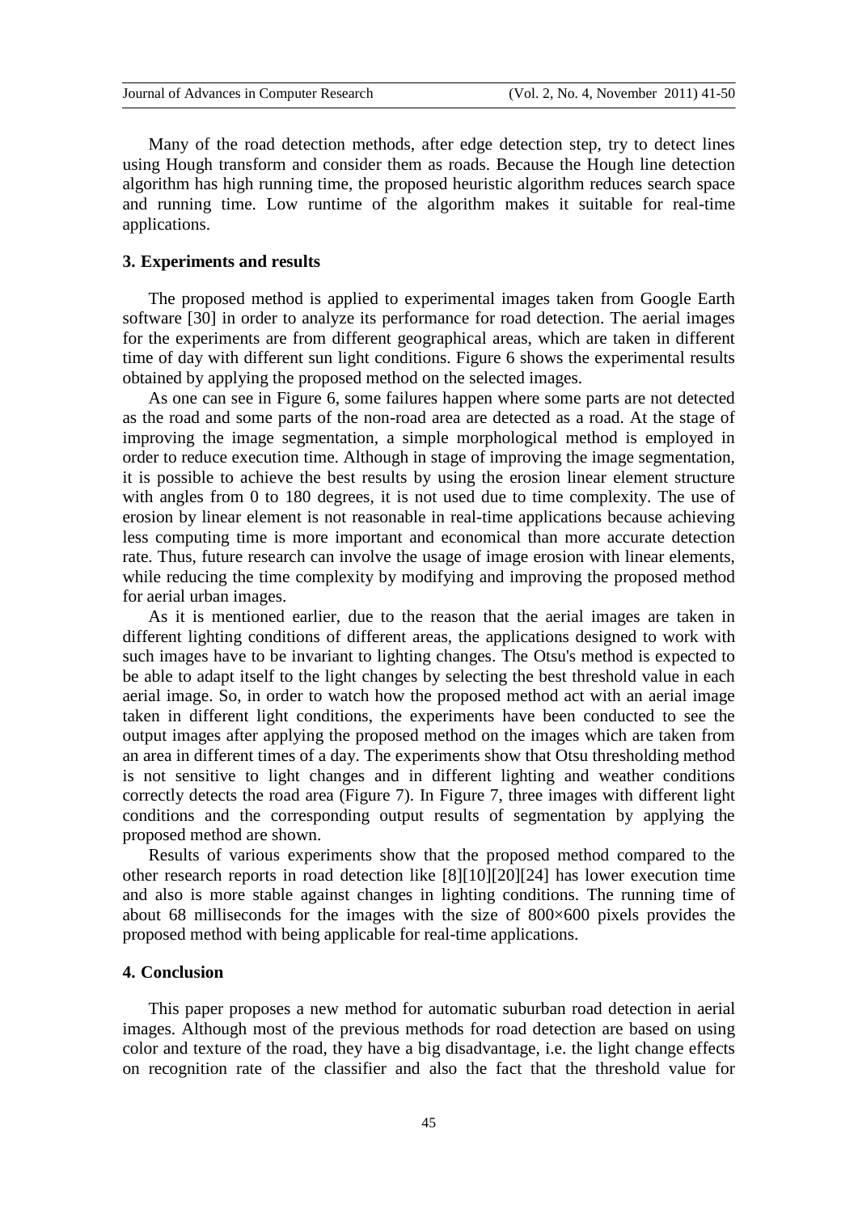Many of the road detection methods, after edge detection step, try to detect lines using Hough transform and consider them as roads. Because the Hough line detection algorithm has high running time, the proposed heuristic algorithm reduces search space and running time. Low runtime of the algorithm makes it suitable for real-time applications.

## 3. Experiments and results

The proposed method is applied to experimental images taken from Google Earth software [30] in order to analyze its performance for road detection. The aerial images for the experiments are from different geographical areas, which are taken in different time of day with different sun light conditions. Figure 6 shows the experimental results obtained by applying the proposed method on the selected images.

As one can see in Figure 6, some failures happen where some parts are not detected as the road and some parts of the non-road area are detected as a road. At the stage of improving the image segmentation, a simple morphological method is employed in order to reduce execution time. Although in stage of improving the image segmentation, it is possible to achieve the best results by using the erosion linear element structure with angles from 0 to 180 degrees, it is not used due to time complexity. The use of erosion by linear element is not reasonable in real-time applications because achieving less computing time is more important and economical than more accurate detection rate. Thus, future research can involve the usage of image erosion with linear elements, while reducing the time complexity by modifying and improving the proposed method for aerial urban images.

As it is mentioned earlier, due to the reason that the aerial images are taken in different lighting conditions of different areas, the applications designed to work with such images have to be invariant to lighting changes. The Otsu's method is expected to be able to adapt itself to the light changes by selecting the best threshold value in each aerial image. So, in order to watch how the proposed method act with an aerial image taken in different light conditions, the experiments have been conducted to see the output images after applying the proposed method on the images which are taken from an area in different times of a day. The experiments show that Otsu thresholding method is not sensitive to light changes and in different lighting and weather conditions correctly detects the road area (Figure 7). In Figure 7, three images with different light conditions and the corresponding output results of segmentation by applying the proposed method are shown.

Results of various experiments show that the proposed method compared to the other research reports in road detection like [8][10][20][24] has lower execution time and also is more stable against changes in lighting conditions. The running time of about 68 milliseconds for the images with the size of $800 \times 600$ pixels provides the proposed method with being applicable for real-time applications.

## 4. Conclusion

This paper proposes a new method for automatic suburban road detection in aerial images. Although most of the previous methods for road detection are based on using color and texture of the road, they have a big disadvantage, i.e. the light change effects on recognition rate of the classifier and also the fact that the threshold value for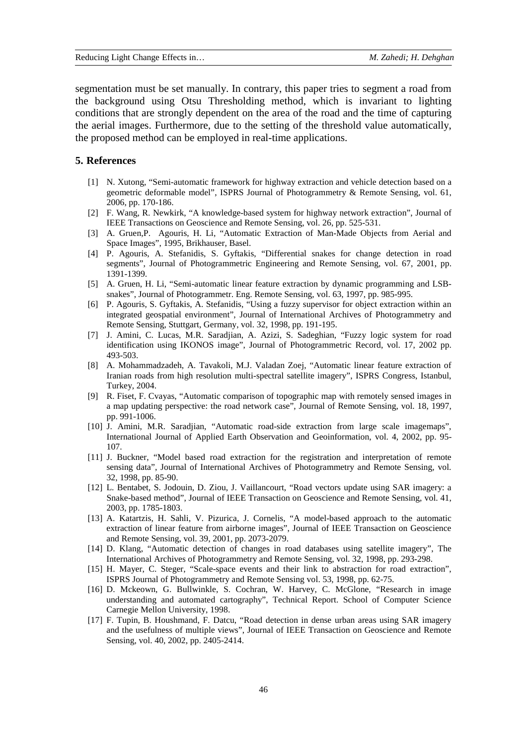segmentation must be set manually. In contrary, this paper tries to segment a road from the background using Otsu Thresholding method, which is invariant to lighting conditions that are strongly dependent on the area of the road and the time of capturing the aerial images. Furthermore, due to the setting of the threshold value automatically, the proposed method can be employed in real-time applications.

## 5. References

[1] N. Xutong, "Semi-automatic framework for highway extraction and vehicle detection based on a geometric deformable model", ISPRS Journal of Photogrammetry & Remote Sensing, vol. 61, 2006, pp. 170-186.

[2] F. Wang, R. Newkirk, "A knowledge-based system for highway network extraction", Journal of IEEE Transactions on Geoscience and Remote Sensing, vol. 26, pp. 525-531.

[3] A. Gruen,P. Agouris, H. Li, "Automatic Extraction of Man-Made Objects from Aerial and Space Images", 1995, Brikhauser, Basel.

[4] P. Agouris, A. Stefanidis, S. Gyftakis, "Differential snakes for change detection in road segments", Journal of Photogrammetric Engineering and Remote Sensing, vol. 67, 2001, pp. 1391-1399.

[5] A. Gruen, H. Li, "Semi-automatic linear feature extraction by dynamic programming and LSB-snakes", Journal of Photogrammetr. Eng. Remote Sensing, vol. 63, 1997, pp. 985-995.

[6] P. Agouris, S. Gyftakis, A. Stefanidis, "Using a fuzzy supervisor for object extraction within an integrated geospatial environment", Journal of International Archives of Photogrammetry and Remote Sensing, Stuttgart, Germany, vol. 32, 1998, pp. 191-195.

[7] J. Amini, C. Lucas, M.R. Saradjian, A. Azizi, S. Sadeghian, "Fuzzy logic system for road identification using IKONOS image", Journal of Photogrammetric Record, vol. 17, 2002 pp. 493-503.

[8] A. Mohammadzadeh, A. Tavakoli, M.J. Valadan Zoej, "Automatic linear feature extraction of Iranian roads from high resolution multi-spectral satellite imagery", ISPRS Congress, Istanbul, Turkey, 2004.

[9] R. Fiset, F. Cvayas, "Automatic comparison of topographic map with remotely sensed images in a map updating perspective: the road network case", Journal of Remote Sensing, vol. 18, 1997, pp. 991-1006.

[10] J. Amini, M.R. Saradjian, "Automatic road-side extraction from large scale imagemaps", International Journal of Applied Earth Observation and Geoinformation, vol. 4, 2002, pp. 95-107.

[11] J. Buckner, "Model based road extraction for the registration and interpretation of remote sensing data", Journal of International Archives of Photogrammetry and Remote Sensing, vol. 32, 1998, pp. 85-90.

[12] L. Bentabet, S. Jodouin, D. Ziou, J. Vaillancourt, "Road vectors update using SAR imagery: a Snake-based method", Journal of IEEE Transaction on Geoscience and Remote Sensing, vol. 41, 2003, pp. 1785-1803.

[13] A. Katartzis, H. Sahli, V. Pizurica, J. Cornelis, "A model-based approach to the automatic extraction of linear feature from airborne images", Journal of IEEE Transaction on Geoscience and Remote Sensing, vol. 39, 2001, pp. 2073-2079.

[14] D. Klang, "Automatic detection of changes in road databases using satellite imagery", The International Archives of Photogrammetry and Remote Sensing, vol. 32, 1998, pp. 293-298.

[15] H. Mayer, C. Steger, "Scale-space events and their link to abstraction for road extraction", ISPRS Journal of Photogrammetry and Remote Sensing vol. 53, 1998, pp. 62-75.

[16] D. Mckeown, G. Bullwinkle, S. Cochran, W. Harvey, C. McGlone, "Research in image understanding and automated cartography", Technical Report. School of Computer Science Carnegie Mellon University, 1998.

[17] F. Tupin, B. Houshmand, F. Datcu, "Road detection in dense urban areas using SAR imagery and the usefulness of multiple views", Journal of IEEE Transaction on Geoscience and Remote Sensing, vol. 40, 2002, pp. 2405-2414.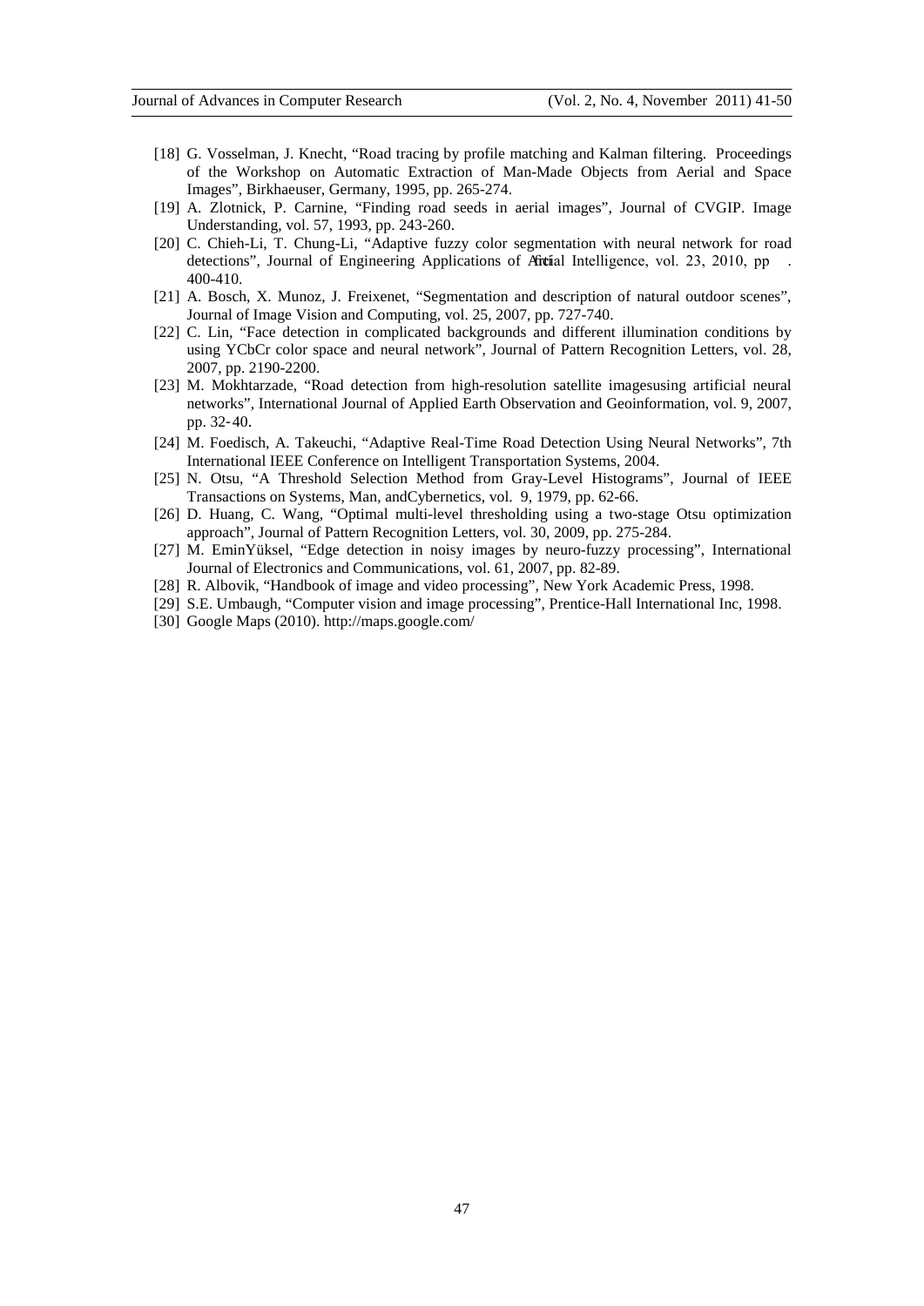- [18] G. Vosselman, J. Knecht, "Road tracing by profile matching and Kalman filtering. Proceedings of the Workshop on Automatic Extraction of Man-Made Objects from Aerial and Space Images", Birkhaeuser, Germany, 1995, pp. 265-274.
- [19] A. Zlotnick, P. Carnine, "Finding road seeds in aerial images", Journal of CVGIP. Image Understanding, vol. 57, 1993, pp. 243-260.
- [20] C. Chieh-Li, T. Chung-Li, "Adaptive fuzzy color segmentation with neural network for road detections", Journal of Engineering Applications of Artificial Intelligence, vol. 23, 2010, pp. 400-410.
- [21] A. Bosch, X. Munoz, J. Freixenet, "Segmentation and description of natural outdoor scenes", Journal of Image Vision and Computing, vol. 25, 2007, pp. 727-740.
- [22] C. Lin, "Face detection in complicated backgrounds and different illumination conditions by using YCbCr color space and neural network", Journal of Pattern Recognition Letters, vol. 28, 2007, pp. 2190-2200.
- [23] M. Mokhtarzade, "Road detection from high-resolution satellite imagesusing artificial neural networks", International Journal of Applied Earth Observation and Geoinformation, vol. 9, 2007, pp. 32-40.
- [24] M. Foedisch, A. Takeuchi, "Adaptive Real-Time Road Detection Using Neural Networks", 7th International IEEE Conference on Intelligent Transportation Systems, 2004.
- [25] N. Otsu, "A Threshold Selection Method from Gray-Level Histograms", Journal of IEEE Transactions on Systems, Man, andCybernetics, vol. 9, 1979, pp. 62-66.
- [26] D. Huang, C. Wang, "Optimal multi-level thresholding using a two-stage Otsu optimization approach", Journal of Pattern Recognition Letters, vol. 30, 2009, pp. 275-284.
- [27] M. EminYüksel, "Edge detection in noisy images by neuro-fuzzy processing", International Journal of Electronics and Communications, vol. 61, 2007, pp. 82-89.
- [28] R. Albovik, "Handbook of image and video processing", New York Academic Press, 1998.
- [29] S.E. Umbaugh, "Computer vision and image processing", Prentice-Hall International Inc, 1998.
- [30] Google Maps (2010). http://maps.google.com/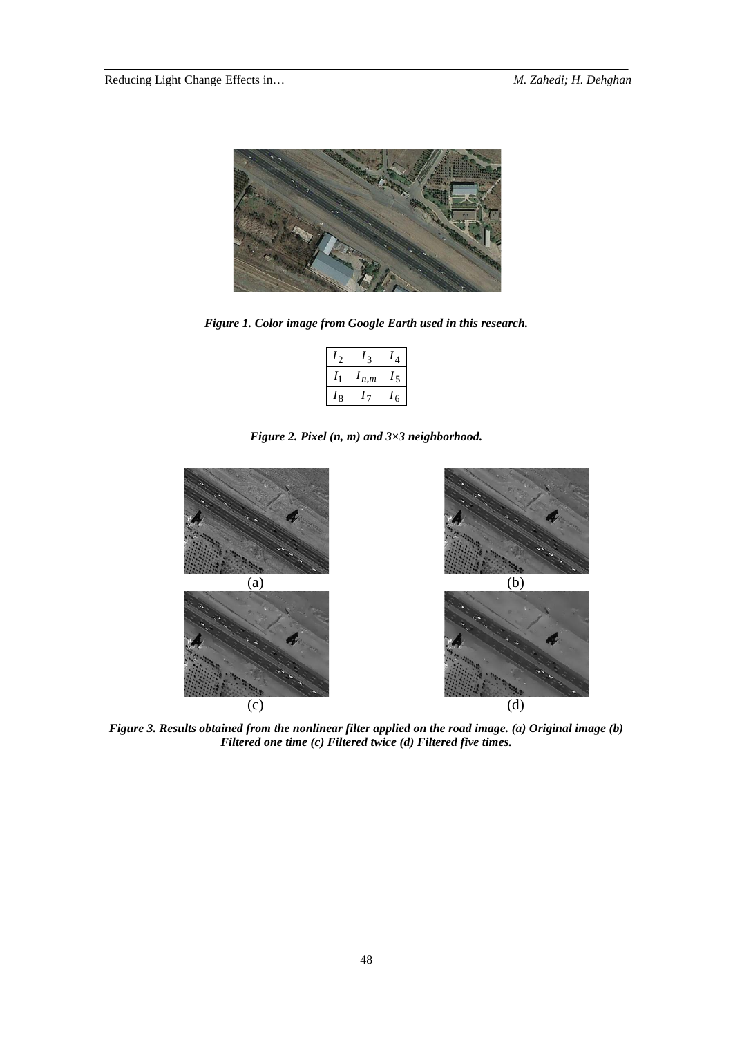*Figure 1. Color image from Google Earth used in this research.*

| $I_2$ | $I_3$ | $I_4$ |
|---|---|---|
| $I_1$ | $I_{n,m}$ | $I_5$ |
| $I_8$ | $I_7$ | $I_6$ |

*Figure 2. Pixel (n, m) and 3×3 neighborhood.*

(a) (b)

(c) (d)

*Figure 3. Results obtained from the nonlinear filter applied on the road image. (a) Original image (b) Filtered one time (c) Filtered twice (d) Filtered five times.*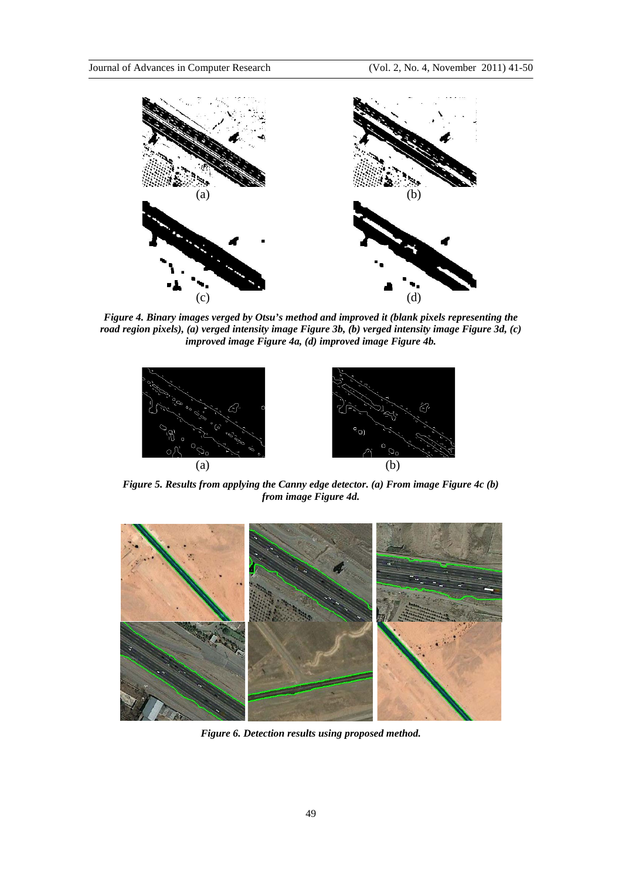(a) (b)

(c) (d)

***Figure 4. Binary images verged by Otsu's method and improved it (blank pixels representing the road region pixels), (a) verged intensity image Figure 3b, (b) verged intensity image Figure 3d, (c) improved image Figure 4a, (d) improved image Figure 4b.***

(a) (b)

***Figure 5. Results from applying the Canny edge detector. (a) From image Figure 4c (b) from image Figure 4d.***

***Figure 6. Detection results using proposed method.***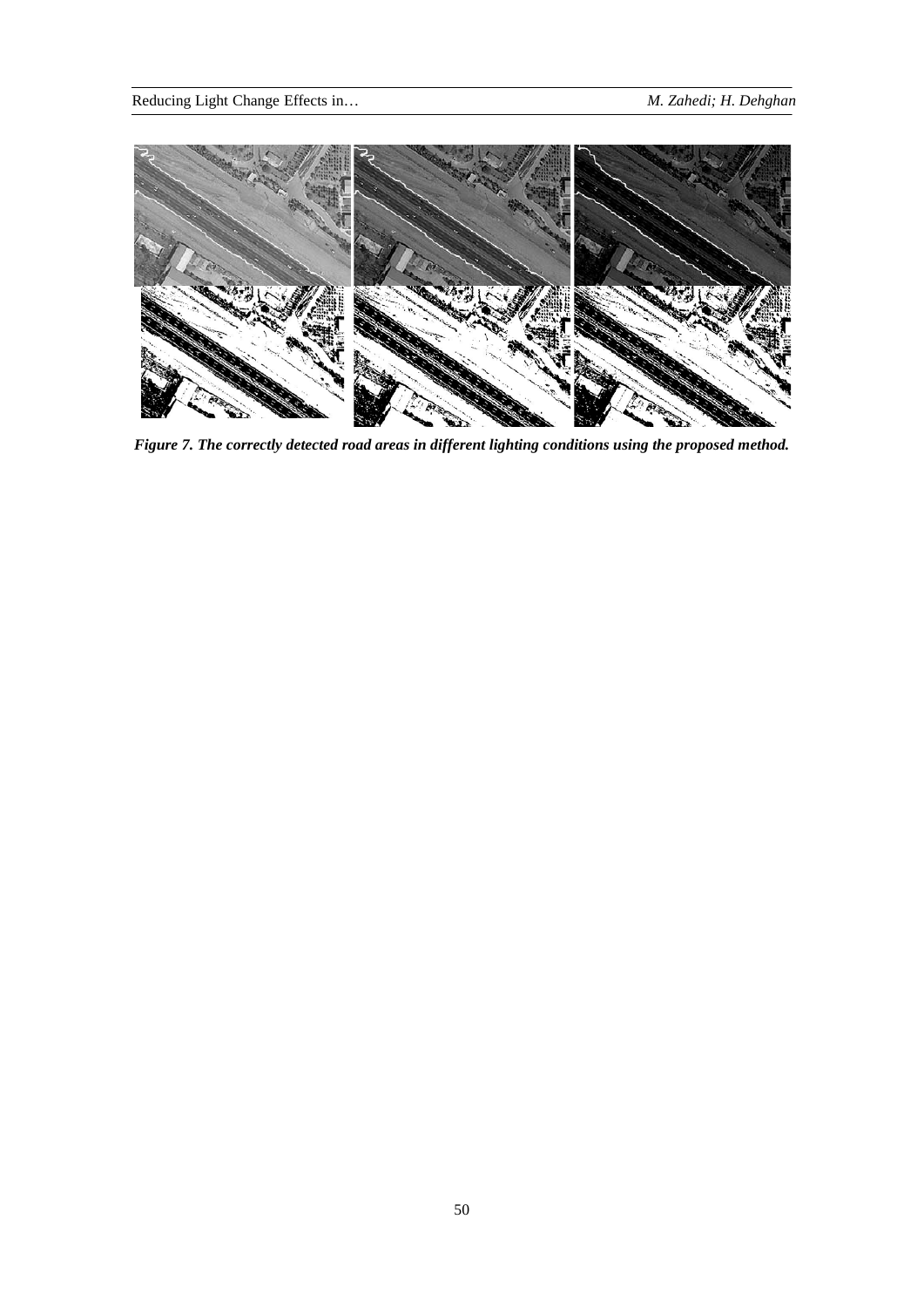*Figure 7. The correctly detected road areas in different lighting conditions using the proposed method.*